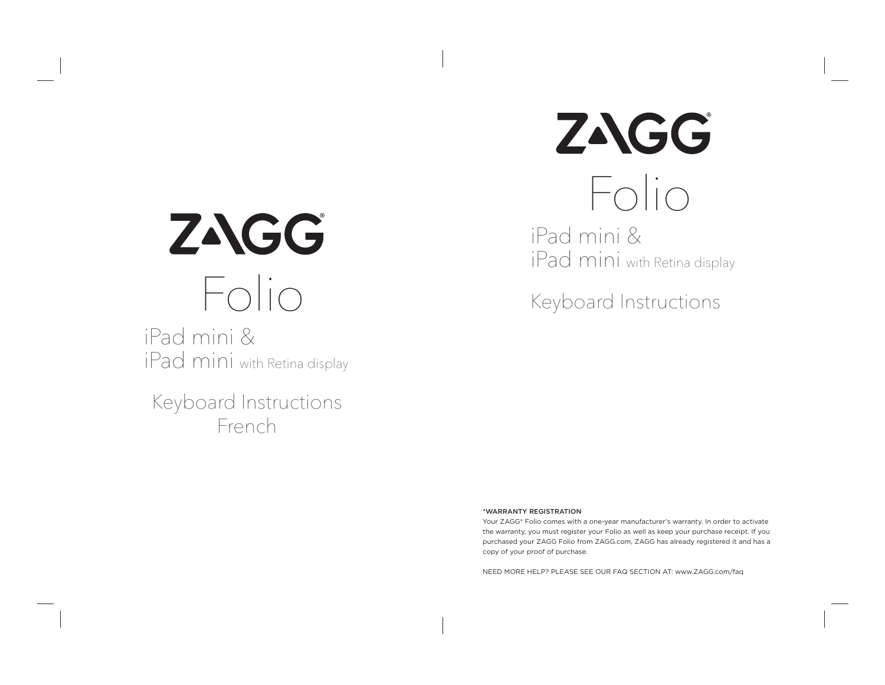# ZAGG®

# Folio

## iPad mini &
## iPad mini with Retina display

## Keyboard Instructions
## French

# ZAGG®

# Folio

## iPad mini &
## iPad mini with Retina display

## Keyboard Instructions

*WARRANTY REGISTRATION

Your ZAGG® Folio comes with a one-year manufacturer's warranty. In order to activate the warranty, you must register your Folio as well as keep your purchase receipt. If you purchased your ZAGG Folio from ZAGG.com, ZAGG has already registered it and has a copy of your proof of purchase.

NEED MORE HELP? PLEASE SEE OUR FAQ SECTION AT: www.ZAGG.com/faq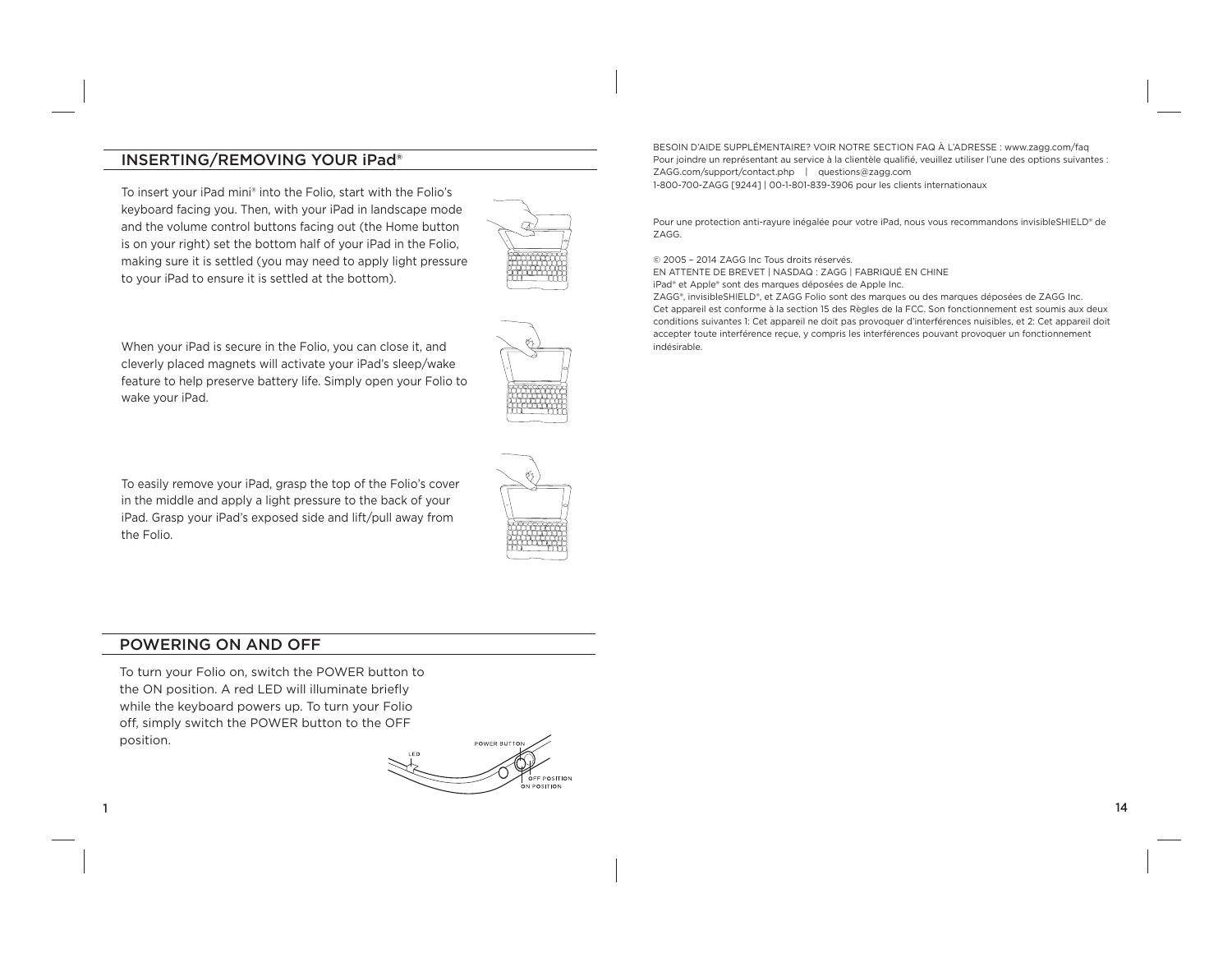## INSERTING/REMOVING YOUR iPad®

To insert your iPad mini® into the Folio, start with the Folio's keyboard facing you. Then, with your iPad in landscape mode and the volume control buttons facing out (the Home button is on your right) set the bottom half of your iPad in the Folio, making sure it is settled (you may need to apply light pressure to your iPad to ensure it is settled at the bottom).

When your iPad is secure in the Folio, you can close it, and cleverly placed magnets will activate your iPad's sleep/wake feature to help preserve battery life. Simply open your Folio to wake your iPad.

To easily remove your iPad, grasp the top of the Folio's cover in the middle and apply a light pressure to the back of your iPad. Grasp your iPad's exposed side and lift/pull away from the Folio.

## POWERING ON AND OFF

To turn your Folio on, switch the POWER button to the ON position. A red LED will illuminate briefly while the keyboard powers up. To turn your Folio off, simply switch the POWER button to the OFF position.

LED

POWER BUTTON

OFF POSITION

ON POSITION

BESOIN D'AIDE SUPPLÉMENTAIRE? VOIR NOTRE SECTION FAQ À L'ADRESSE : www.zagg.com/faq
Pour joindre un représentant au service à la clientèle qualifié, veuillez utiliser l'une des options suivantes :
ZAGG.com/support/contact.php | questions@zagg.com
1-800-700-ZAGG [9244] | 00-1-801-839-3906 pour les clients internationaux

Pour une protection anti-rayure inégalée pour votre iPad, nous vous recommandons invisibleSHIELD® de ZAGG.

© 2005 – 2014 ZAGG Inc Tous droits réservés.
EN ATTENTE DE BREVET | NASDAQ : ZAGG | FABRIQUÉ EN CHINE
iPad® et Apple® sont des marques déposées de Apple Inc.
ZAGG®, invisibleSHIELD®, et ZAGG Folio sont des marques ou des marques déposées de ZAGG Inc.
Cet appareil est conforme à la section 15 des Règles de la FCC. Son fonctionnement est soumis aux deux conditions suivantes 1: Cet appareil ne doit pas provoquer d'interférences nuisibles, et 2: Cet appareil doit accepter toute interférence reçue, y compris les interférences pouvant provoquer un fonctionnement indésirable.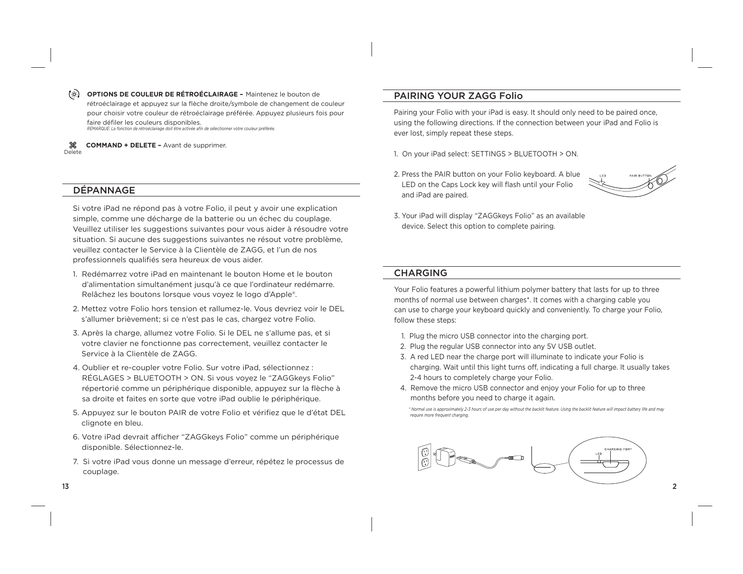**OPTIONS DE COULEUR DE RÉTROÉCLAIRAGE –** Maintenez le bouton de rétroéclairage et appuyez sur la flèche droite/symbole de changement de couleur pour choisir votre couleur de rétroéclairage préférée. Appuyez plusieurs fois pour faire défiler les couleurs disponibles.
*REMARQUE: La fonction de rétroéclairage doit être activée afin de sélectionner votre couleur préférée.*

⌘ Delete **COMMAND + DELETE –** Avant de supprimer.

## DÉPANNAGE

Si votre iPad ne répond pas à votre Folio, il peut y avoir une explication simple, comme une décharge de la batterie ou un échec du couplage. Veuillez utiliser les suggestions suivantes pour vous aider à résoudre votre situation. Si aucune des suggestions suivantes ne résout votre problème, veuillez contacter le Service à la Clientèle de ZAGG, et l'un de nos professionnels qualifiés sera heureux de vous aider.

1. Redémarrez votre iPad en maintenant le bouton Home et le bouton d'alimentation simultanément jusqu'à ce que l'ordinateur redémarre. Relâchez les boutons lorsque vous voyez le logo d'Apple®.
2. Mettez votre Folio hors tension et rallumez-le. Vous devriez voir le DEL s'allumer brièvement; si ce n'est pas le cas, chargez votre Folio.
3. Après la charge, allumez votre Folio. Si le DEL ne s'allume pas, et si votre clavier ne fonctionne pas correctement, veuillez contacter le Service à la Clientèle de ZAGG.
4. Oublier et re-coupler votre Folio. Sur votre iPad, sélectionnez : RÉGLAGES > BLUETOOTH > ON. Si vous voyez le "ZAGGkeys Folio" répertorié comme un périphérique disponible, appuyez sur la flèche à sa droite et faites en sorte que votre iPad oublie le périphérique.
5. Appuyez sur le bouton PAIR de votre Folio et vérifiez que le d'état DEL clignote en bleu.
6. Votre iPad devrait afficher "ZAGGkeys Folio" comme un périphérique disponible. Sélectionnez-le.
7. Si votre iPad vous donne un message d'erreur, répétez le processus de couplage.

## PAIRING YOUR ZAGG Folio

Pairing your Folio with your iPad is easy. It should only need to be paired once, using the following directions. If the connection between your iPad and Folio is ever lost, simply repeat these steps.

1. On your iPad select: SETTINGS > BLUETOOTH > ON.
2. Press the PAIR button on your Folio keyboard. A blue LED on the Caps Lock key will flash until your Folio and iPad are paired.
3. Your iPad will display "ZAGGkeys Folio" as an available device. Select this option to complete pairing.

LED PAIR BUTTON

## CHARGING

Your Folio features a powerful lithium polymer battery that lasts for up to three months of normal use between charges*. It comes with a charging cable you can use to charge your keyboard quickly and conveniently. To charge your Folio, follow these steps:

1. Plug the micro USB connector into the charging port.
2. Plug the regular USB connector into any 5V USB outlet.
3. A red LED near the charge port will illuminate to indicate your Folio is charging. Wait until this light turns off, indicating a full charge. It usually takes 2-4 hours to completely charge your Folio.
4. Remove the micro USB connector and enjoy your Folio for up to three months before you need to charge it again.

*\* Normal use is approximately 2-3 hours of use per day without the backlit feature. Using the backlit feature will impact battery life and may require more frequent charging.*

CHARGING PORT
LED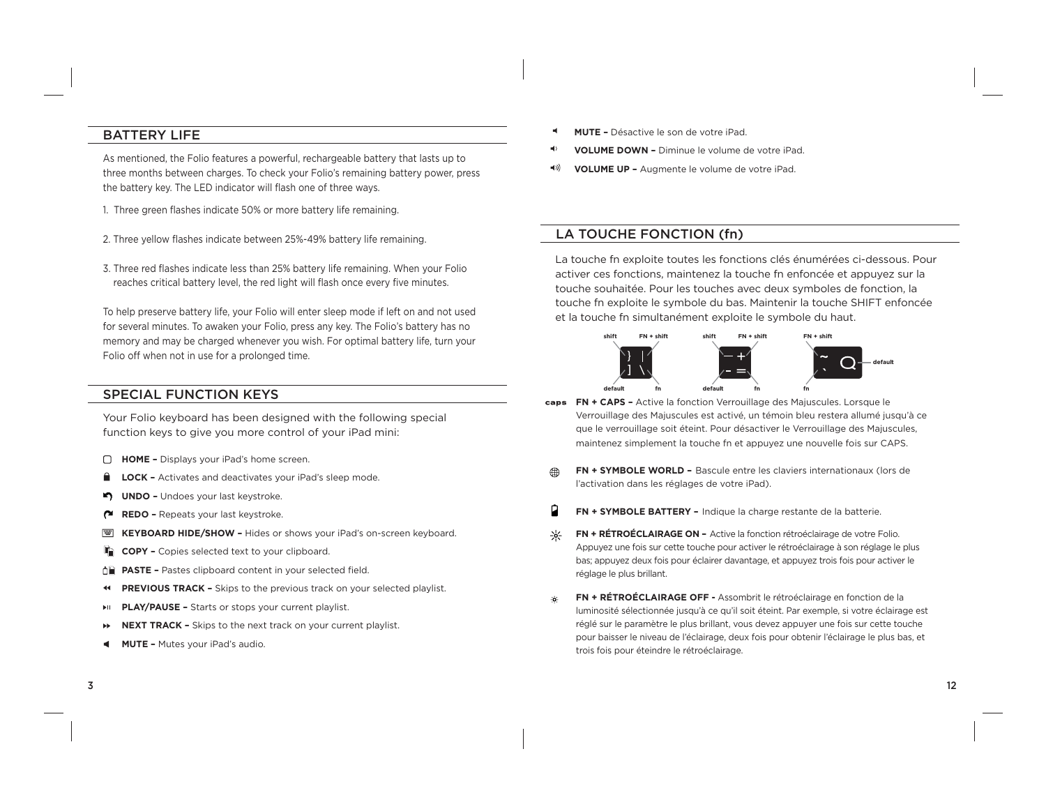## BATTERY LIFE

As mentioned, the Folio features a powerful, rechargeable battery that lasts up to three months between charges. To check your Folio's remaining battery power, press the battery key. The LED indicator will flash one of three ways.

1. Three green flashes indicate 50% or more battery life remaining.

2. Three yellow flashes indicate between 25%-49% battery life remaining.

3. Three red flashes indicate less than 25% battery life remaining. When your Folio reaches critical battery level, the red light will flash once every five minutes.

To help preserve battery life, your Folio will enter sleep mode if left on and not used for several minutes. To awaken your Folio, press any key. The Folio's battery has no memory and may be charged whenever you wish. For optimal battery life, turn your Folio off when not in use for a prolonged time.

## SPECIAL FUNCTION KEYS

Your Folio keyboard has been designed with the following special function keys to give you more control of your iPad mini:

- **HOME –** Displays your iPad's home screen.
- **LOCK –** Activates and deactivates your iPad's sleep mode.
- **UNDO –** Undoes your last keystroke.
- **REDO –** Repeats your last keystroke.
- **KEYBOARD HIDE/SHOW –** Hides or shows your iPad's on-screen keyboard.
- **COPY –** Copies selected text to your clipboard.
- **PASTE –** Pastes clipboard content in your selected field.
- **PREVIOUS TRACK –** Skips to the previous track on your selected playlist.
- **PLAY/PAUSE –** Starts or stops your current playlist.
- **NEXT TRACK –** Skips to the next track on your current playlist.
- **MUTE –** Mutes your iPad's audio.

- **MUTE –** Désactive le son de votre iPad.
- **VOLUME DOWN –** Diminue le volume de votre iPad.
- **VOLUME UP –** Augmente le volume de votre iPad.

## LA TOUCHE FONCTION (fn)

La touche fn exploite toutes les fonctions clés énumérées ci-dessous. Pour activer ces fonctions, maintenez la touche fn enfoncée et appuyez sur la touche souhaitée. Pour les touches avec deux symboles de fonction, la touche fn exploite le symbole du bas. Maintenir la touche SHIFT enfoncée et la touche fn simultanément exploite le symbole du haut.

shift | FN + shift | default | fn — } | ] \
shift | FN + shift | default | fn — _ + - =
FN + shift | fn | default — ~ ` Q

- **caps FN + CAPS –** Active la fonction Verrouillage des Majuscules. Lorsque le Verrouillage des Majuscules est activé, un témoin bleu restera allumé jusqu'à ce que le verrouillage soit éteint. Pour désactiver le Verrouillage des Majuscules, maintenez simplement la touche fn et appuyez une nouvelle fois sur CAPS.
- **FN + SYMBOLE WORLD –** Bascule entre les claviers internationaux (lors de l'activation dans les réglages de votre iPad).
- **FN + SYMBOLE BATTERY –** Indique la charge restante de la batterie.
- **FN + RÉTROÉCLAIRAGE ON –** Active la fonction rétroéclairage de votre Folio. Appuyez une fois sur cette touche pour activer le rétroéclairage à son réglage le plus bas; appuyez deux fois pour éclairer davantage, et appuyez trois fois pour activer le réglage le plus brillant.
- **FN + RÉTROÉCLAIRAGE OFF -** Assombrit le rétroéclairage en fonction de la luminosité sélectionnée jusqu'à ce qu'il soit éteint. Par exemple, si votre éclairage est réglé sur le paramètre le plus brillant, vous devez appuyer une fois sur cette touche pour baisser le niveau de l'éclairage, deux fois pour obtenir l'éclairage le plus bas, et trois fois pour éteindre le rétroéclairage.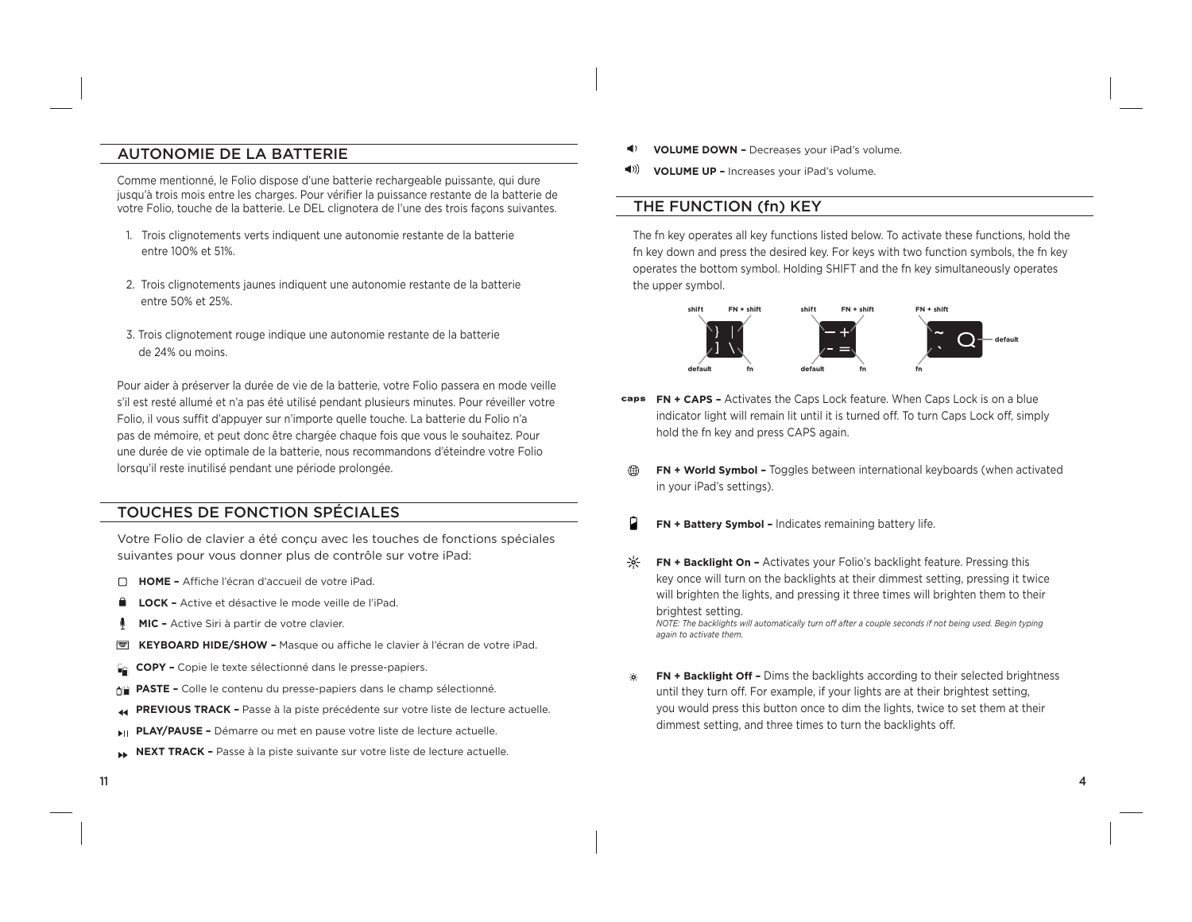## AUTONOMIE DE LA BATTERIE

Comme mentionné, le Folio dispose d'une batterie rechargeable puissante, qui dure jusqu'à trois mois entre les charges. Pour vérifier la puissance restante de la batterie de votre Folio, touche de la batterie. Le DEL clignotera de l'une des trois façons suivantes.

1. Trois clignotements verts indiquent une autonomie restante de la batterie entre 100% et 51%.
2. Trois clignotements jaunes indiquent une autonomie restante de la batterie entre 50% et 25%.
3. Trois clignotement rouge indique une autonomie restante de la batterie de 24% ou moins.

Pour aider à préserver la durée de vie de la batterie, votre Folio passera en mode veille s'il est resté allumé et n'a pas été utilisé pendant plusieurs minutes. Pour réveiller votre Folio, il vous suffit d'appuyer sur n'importe quelle touche. La batterie du Folio n'a pas de mémoire, et peut donc être chargée chaque fois que vous le souhaitez. Pour une durée de vie optimale de la batterie, nous recommandons d'éteindre votre Folio lorsqu'il reste inutilisé pendant une période prolongée.

## TOUCHES DE FONCTION SPÉCIALES

Votre Folio de clavier a été conçu avec les touches de fonctions spéciales suivantes pour vous donner plus de contrôle sur votre iPad:

- **HOME –** Affiche l'écran d'accueil de votre iPad.
- **LOCK –** Active et désactive le mode veille de l'iPad.
- **MIC –** Active Siri à partir de votre clavier.
- **KEYBOARD HIDE/SHOW –** Masque ou affiche le clavier à l'écran de votre iPad.
- **COPY –** Copie le texte sélectionné dans le presse-papiers.
- **PASTE –** Colle le contenu du presse-papiers dans le champ sélectionné.
- **PREVIOUS TRACK –** Passe à la piste précédente sur votre liste de lecture actuelle.
- **PLAY/PAUSE –** Démarre ou met en pause votre liste de lecture actuelle.
- **NEXT TRACK –** Passe à la piste suivante sur votre liste de lecture actuelle.

- **VOLUME DOWN –** Decreases your iPad's volume.
- **VOLUME UP –** Increases your iPad's volume.

## THE FUNCTION (fn) KEY

The fn key operates all key functions listed below. To activate these functions, hold the fn key down and press the desired key. For keys with two function symbols, the fn key operates the bottom symbol. Holding SHIFT and the fn key simultaneously operates the upper symbol.

shift FN + shift } | ] \ default fn

shift FN + shift — + - = default fn

FN + shift ~ ` Q default fn

- **FN + CAPS –** Activates the Caps Lock feature. When Caps Lock is on a blue indicator light will remain lit until it is turned off. To turn Caps Lock off, simply hold the fn key and press CAPS again.
- **FN + World Symbol –** Toggles between international keyboards (when activated in your iPad's settings).
- **FN + Battery Symbol –** Indicates remaining battery life.
- **FN + Backlight On –** Activates your Folio's backlight feature. Pressing this key once will turn on the backlights at their dimmest setting, pressing it twice will brighten the lights, and pressing it three times will brighten them to their brightest setting.
  *NOTE: The backlights will automatically turn off after a couple seconds if not being used. Begin typing again to activate them.*
- **FN + Backlight Off –** Dims the backlights according to their selected brightness until they turn off. For example, if your lights are at their brightest setting, you would press this button once to dim the lights, twice to set them at their dimmest setting, and three times to turn the backlights off.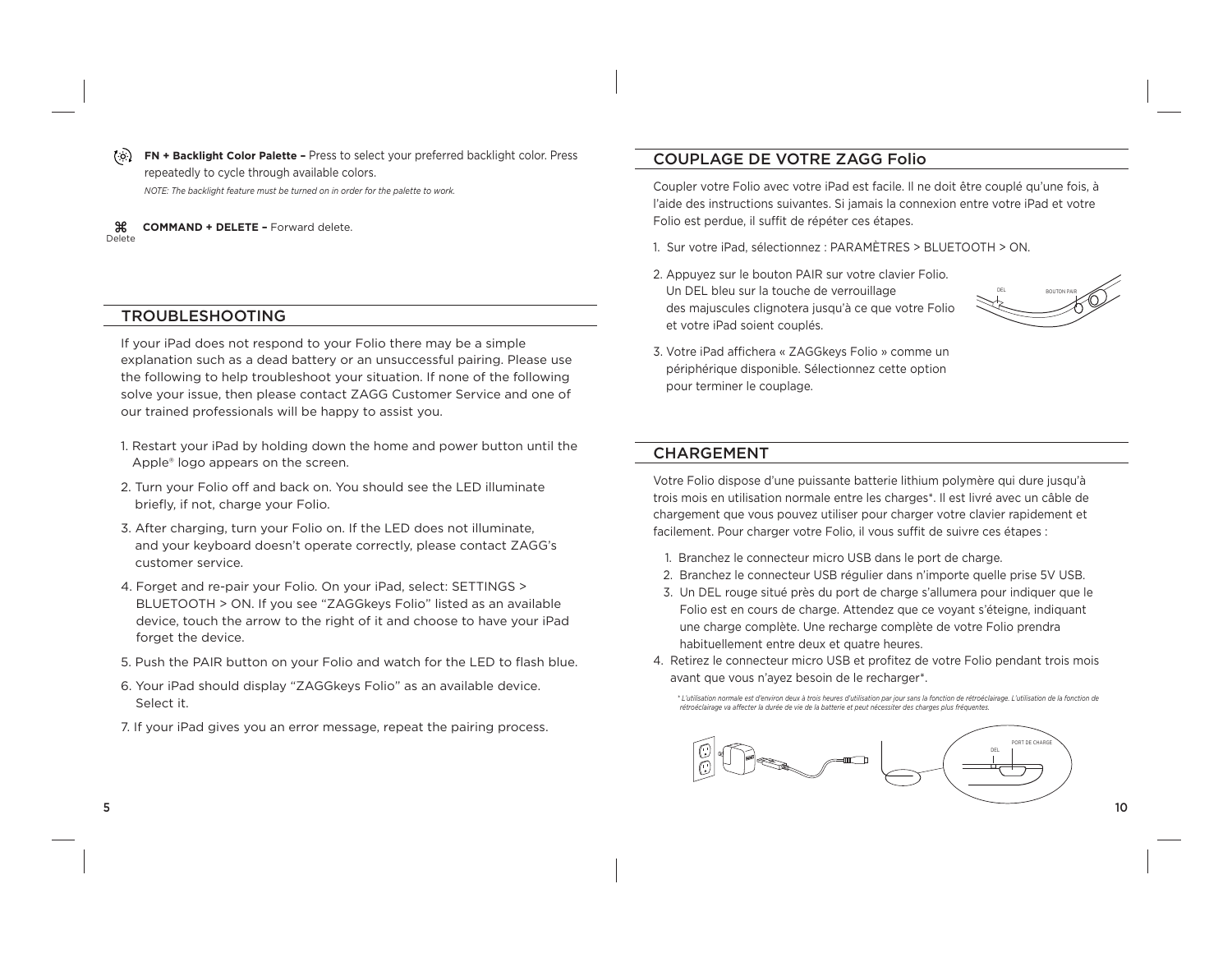**FN + Backlight Color Palette –** Press to select your preferred backlight color. Press repeatedly to cycle through available colors.

*NOTE: The backlight feature must be turned on in order for the palette to work.*

⌘ Delete **COMMAND + DELETE –** Forward delete.

## TROUBLESHOOTING

If your iPad does not respond to your Folio there may be a simple explanation such as a dead battery or an unsuccessful pairing. Please use the following to help troubleshoot your situation. If none of the following solve your issue, then please contact ZAGG Customer Service and one of our trained professionals will be happy to assist you.

1. Restart your iPad by holding down the home and power button until the Apple® logo appears on the screen.
2. Turn your Folio off and back on. You should see the LED illuminate briefly, if not, charge your Folio.
3. After charging, turn your Folio on. If the LED does not illuminate, and your keyboard doesn't operate correctly, please contact ZAGG's customer service.
4. Forget and re-pair your Folio. On your iPad, select: SETTINGS > BLUETOOTH > ON. If you see "ZAGGkeys Folio" listed as an available device, touch the arrow to the right of it and choose to have your iPad forget the device.
5. Push the PAIR button on your Folio and watch for the LED to flash blue.
6. Your iPad should display "ZAGGkeys Folio" as an available device. Select it.
7. If your iPad gives you an error message, repeat the pairing process.

## COUPLAGE DE VOTRE ZAGG Folio

Coupler votre Folio avec votre iPad est facile. Il ne doit être couplé qu'une fois, à l'aide des instructions suivantes. Si jamais la connexion entre votre iPad et votre Folio est perdue, il suffit de répéter ces étapes.

1. Sur votre iPad, sélectionnez : PARAMÈTRES > BLUETOOTH > ON.
2. Appuyez sur le bouton PAIR sur votre clavier Folio. Un DEL bleu sur la touche de verrouillage des majuscules clignotera jusqu'à ce que votre Folio et votre iPad soient couplés.
3. Votre iPad affichera « ZAGGkeys Folio » comme un périphérique disponible. Sélectionnez cette option pour terminer le couplage.

DEL BOUTON PAIR

## CHARGEMENT

Votre Folio dispose d'une puissante batterie lithium polymère qui dure jusqu'à trois mois en utilisation normale entre les charges*. Il est livré avec un câble de chargement que vous pouvez utiliser pour charger votre clavier rapidement et facilement. Pour charger votre Folio, il vous suffit de suivre ces étapes :

1. Branchez le connecteur micro USB dans le port de charge.
2. Branchez le connecteur USB régulier dans n'importe quelle prise 5V USB.
3. Un DEL rouge situé près du port de charge s'allumera pour indiquer que le Folio est en cours de charge. Attendez que ce voyant s'éteigne, indiquant une charge complète. Une recharge complète de votre Folio prendra habituellement entre deux et quatre heures.
4. Retirez le connecteur micro USB et profitez de votre Folio pendant trois mois avant que vous n'ayez besoin de le recharger*.

*\* L'utilisation normale est d'environ deux à trois heures d'utilisation par jour sans la fonction de rétroéclairage. L'utilisation de la fonction de rétroéclairage va affecter la durée de vie de la batterie et peut nécessiter des charges plus fréquentes.*

DEL PORT DE CHARGE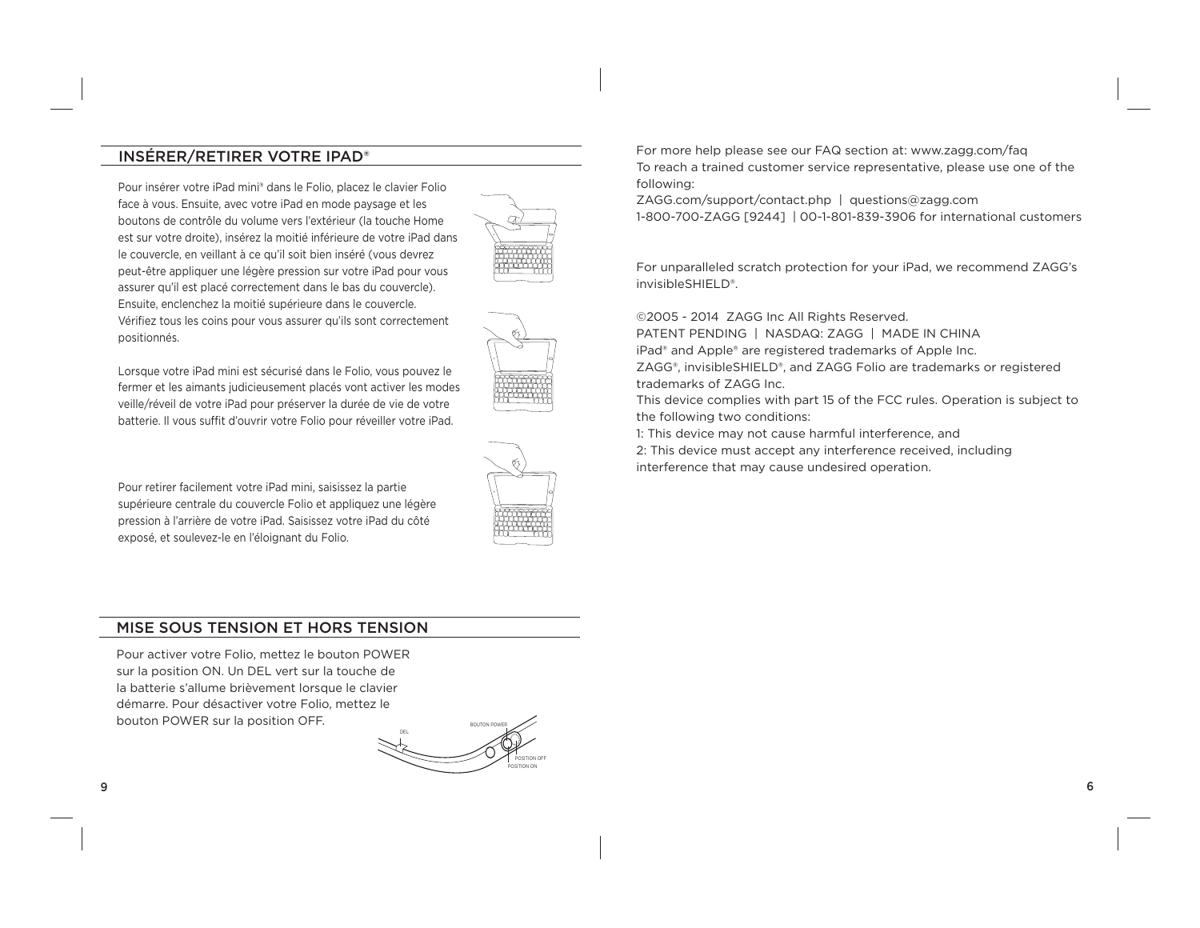## INSÉRER/RETIRER VOTRE IPAD®

Pour insérer votre iPad mini® dans le Folio, placez le clavier Folio face à vous. Ensuite, avec votre iPad en mode paysage et les boutons de contrôle du volume vers l'extérieur (la touche Home est sur votre droite), insérez la moitié inférieure de votre iPad dans le couvercle, en veillant à ce qu'il soit bien inséré (vous devrez peut-être appliquer une légère pression sur votre iPad pour vous assurer qu'il est placé correctement dans le bas du couvercle). Ensuite, enclenchez la moitié supérieure dans le couvercle. Vérifiez tous les coins pour vous assurer qu'ils sont correctement positionnés.

Lorsque votre iPad mini est sécurisé dans le Folio, vous pouvez le fermer et les aimants judicieusement placés vont activer les modes veille/réveil de votre iPad pour préserver la durée de vie de votre batterie. Il vous suffit d'ouvrir votre Folio pour réveiller votre iPad.

Pour retirer facilement votre iPad mini, saisissez la partie supérieure centrale du couvercle Folio et appliquez une légère pression à l'arrière de votre iPad. Saisissez votre iPad du côté exposé, et soulevez-le en l'éloignant du Folio.

## MISE SOUS TENSION ET HORS TENSION

Pour activer votre Folio, mettez le bouton POWER sur la position ON. Un DEL vert sur la touche de la batterie s'allume brièvement lorsque le clavier démarre. Pour désactiver votre Folio, mettez le bouton POWER sur la position OFF.

DEL

BOUTON POWER

POSITION OFF

POSITION ON

For more help please see our FAQ section at: www.zagg.com/faq
To reach a trained customer service representative, please use one of the following:
ZAGG.com/support/contact.php | questions@zagg.com
1-800-700-ZAGG [9244] | 00-1-801-839-3906 for international customers

For unparalleled scratch protection for your iPad, we recommend ZAGG's invisibleSHIELD®.

©2005 - 2014 ZAGG Inc All Rights Reserved.
PATENT PENDING | NASDAQ: ZAGG | MADE IN CHINA
iPad® and Apple® are registered trademarks of Apple Inc.
ZAGG®, invisibleSHIELD®, and ZAGG Folio are trademarks or registered trademarks of ZAGG Inc.
This device complies with part 15 of the FCC rules. Operation is subject to the following two conditions:
1: This device may not cause harmful interference, and
2: This device must accept any interference received, including interference that may cause undesired operation.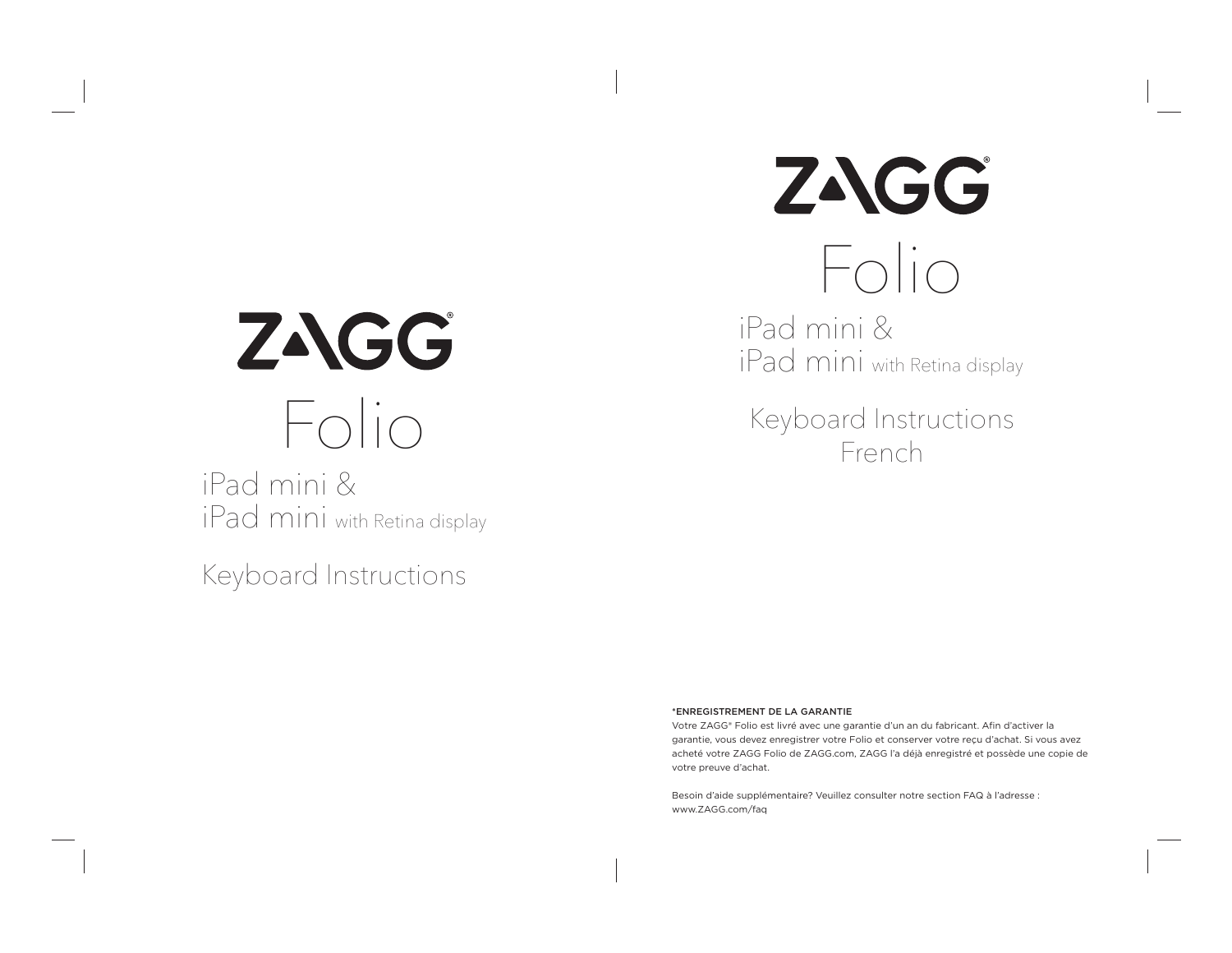# ZAGG

# Folio

## iPad mini & iPad mini with Retina display

## Keyboard Instructions

# ZAGG

# Folio

## iPad mini & iPad mini with Retina display

## Keyboard Instructions French

*ENREGISTREMENT DE LA GARANTIE

Votre ZAGG® Folio est livré avec une garantie d'un an du fabricant. Afin d'activer la garantie, vous devez enregistrer votre Folio et conserver votre reçu d'achat. Si vous avez acheté votre ZAGG Folio de ZAGG.com, ZAGG l'a déjà enregistré et possède une copie de votre preuve d'achat.

Besoin d'aide supplémentaire? Veuillez consulter notre section FAQ à l'adresse : www.ZAGG.com/faq